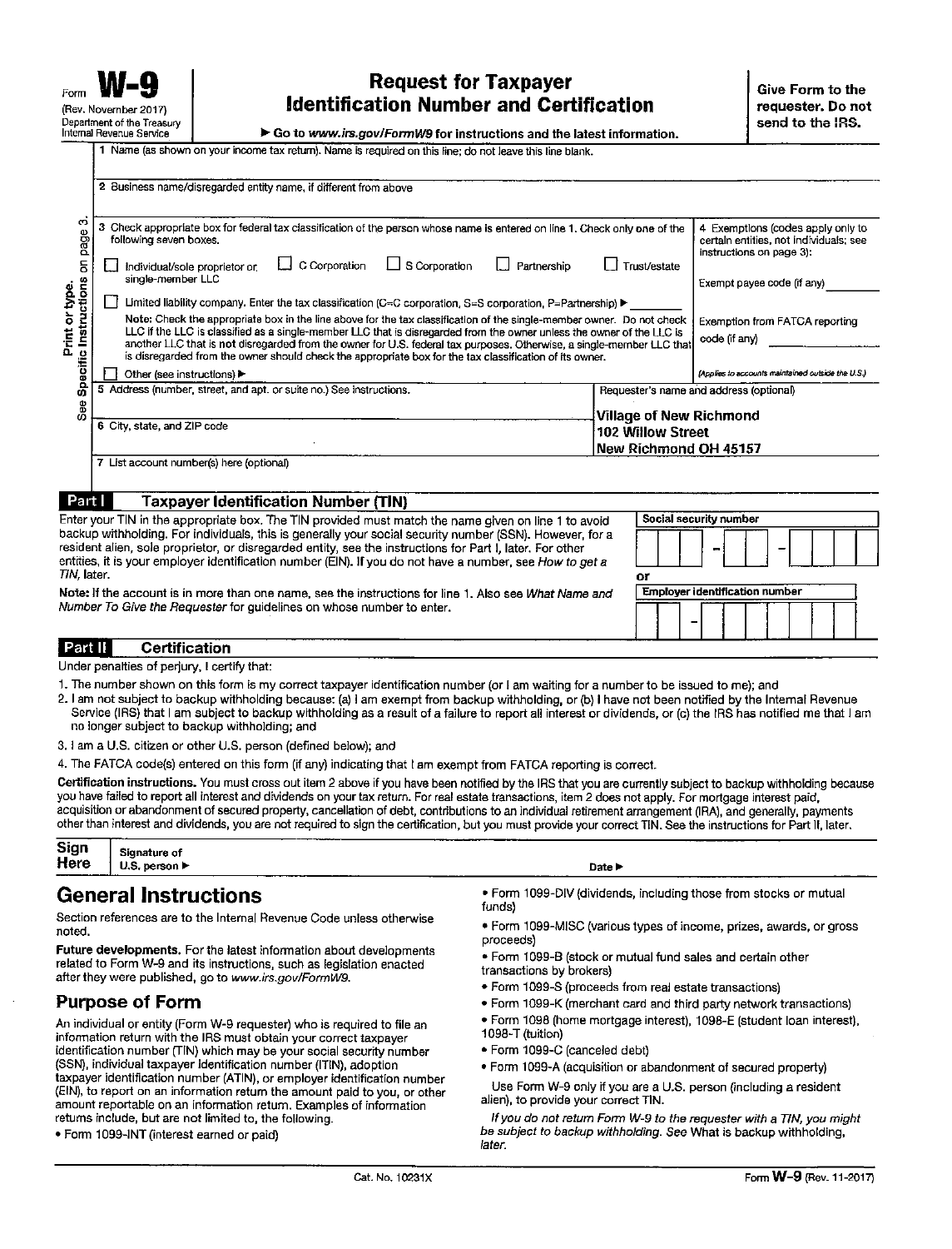Form **W-9**
(Rev. November 2017)
Department of the Treasury
Internal Revenue Service

# Request for Taxpayer Identification Number and Certification

▶ Go to *www.irs.gov/FormW9* for instructions and the latest information.

**Give Form to the requester. Do not send to the IRS.**

Print or type.
See Specific Instructions on page 3.

1 Name (as shown on your income tax return). Name is required on this line; do not leave this line blank.

2 Business name/disregarded entity name, if different from above

3 Check appropriate box for federal tax classification of the person whose name is entered on line 1. Check only **one** of the following seven boxes.

☐ Individual/sole proprietor or single-member LLC ☐ C Corporation ☐ S Corporation ☐ Partnership ☐ Trust/estate

☐ Limited liability company. Enter the tax classification (C=C corporation, S=S corporation, P=Partnership) ▶

**Note:** Check the appropriate box in the line above for the tax classification of the single-member owner. Do not check LLC if the LLC is classified as a single-member LLC that is disregarded from the owner unless the owner of the LLC is another LLC that is **not** disregarded from the owner for U.S. federal tax purposes. Otherwise, a single-member LLC that is disregarded from the owner should check the appropriate box for the tax classification of its owner.

☐ Other (see instructions) ▶

4 Exemptions (codes apply only to certain entities, not individuals; see instructions on page 3):

Exempt payee code (if any)

Exemption from FATCA reporting code (if any)

*(Applies to accounts maintained outside the U.S.)*

5 Address (number, street, and apt. or suite no.) See instructions.

6 City, state, and ZIP code

Requester's name and address (optional)

**Village of New Richmond**
**102 Willow Street**
**New Richmond OH 45157**

7 List account number(s) here (optional)

## Part I Taxpayer Identification Number (TIN)

Enter your TIN in the appropriate box. The TIN provided must match the name given on line 1 to avoid backup withholding. For individuals, this is generally your social security number (SSN). However, for a resident alien, sole proprietor, or disregarded entity, see the instructions for Part I, later. For other entities, it is your employer identification number (EIN). If you do not have a number, see *How to get a TIN*, later.

**Note:** If the account is in more than one name, see the instructions for line 1. Also see *What Name and Number To Give the Requester* for guidelines on whose number to enter.

**Social security number**

[ ][ ][ ] – [ ][ ] – [ ][ ][ ][ ]

**or**

**Employer identification number**

[ ][ ] – [ ][ ][ ][ ][ ][ ][ ]

## Part II Certification

Under penalties of perjury, I certify that:

1. The number shown on this form is my correct taxpayer identification number (or I am waiting for a number to be issued to me); and
2. I am not subject to backup withholding because: (a) I am exempt from backup withholding, or (b) I have not been notified by the Internal Revenue Service (IRS) that I am subject to backup withholding as a result of a failure to report all interest or dividends, or (c) the IRS has notified me that I am no longer subject to backup withholding; and
3. I am a U.S. citizen or other U.S. person (defined below); and
4. The FATCA code(s) entered on this form (if any) indicating that I am exempt from FATCA reporting is correct.

**Certification instructions.** You must cross out item 2 above if you have been notified by the IRS that you are currently subject to backup withholding because you have failed to report all interest and dividends on your tax return. For real estate transactions, item 2 does not apply. For mortgage interest paid, acquisition or abandonment of secured property, cancellation of debt, contributions to an individual retirement arrangement (IRA), and generally, payments other than interest and dividends, you are not required to sign the certification, but you must provide your correct TIN. See the instructions for Part II, later.

**Sign Here** Signature of U.S. person ▶ Date ▶

# General Instructions

Section references are to the Internal Revenue Code unless otherwise noted.

**Future developments.** For the latest information about developments related to Form W-9 and its instructions, such as legislation enacted after they were published, go to *www.irs.gov/FormW9*.

## Purpose of Form

An individual or entity (Form W-9 requester) who is required to file an information return with the IRS must obtain your correct taxpayer identification number (TIN) which may be your social security number (SSN), individual taxpayer identification number (ITIN), adoption taxpayer identification number (ATIN), or employer identification number (EIN), to report on an information return the amount paid to you, or other amount reportable on an information return. Examples of information returns include, but are not limited to, the following.

- Form 1099-INT (interest earned or paid)
- Form 1099-DIV (dividends, including those from stocks or mutual funds)
- Form 1099-MISC (various types of income, prizes, awards, or gross proceeds)
- Form 1099-B (stock or mutual fund sales and certain other transactions by brokers)
- Form 1099-S (proceeds from real estate transactions)
- Form 1099-K (merchant card and third party network transactions)
- Form 1098 (home mortgage interest), 1098-E (student loan interest), 1098-T (tuition)
- Form 1099-C (canceled debt)
- Form 1099-A (acquisition or abandonment of secured property)

Use Form W-9 only if you are a U.S. person (including a resident alien), to provide your correct TIN.

*If you do not return Form W-9 to the requester with a TIN, you might be subject to backup withholding. See* What is backup withholding, *later.*

Cat. No. 10231X Form **W-9** (Rev. 11-2017)